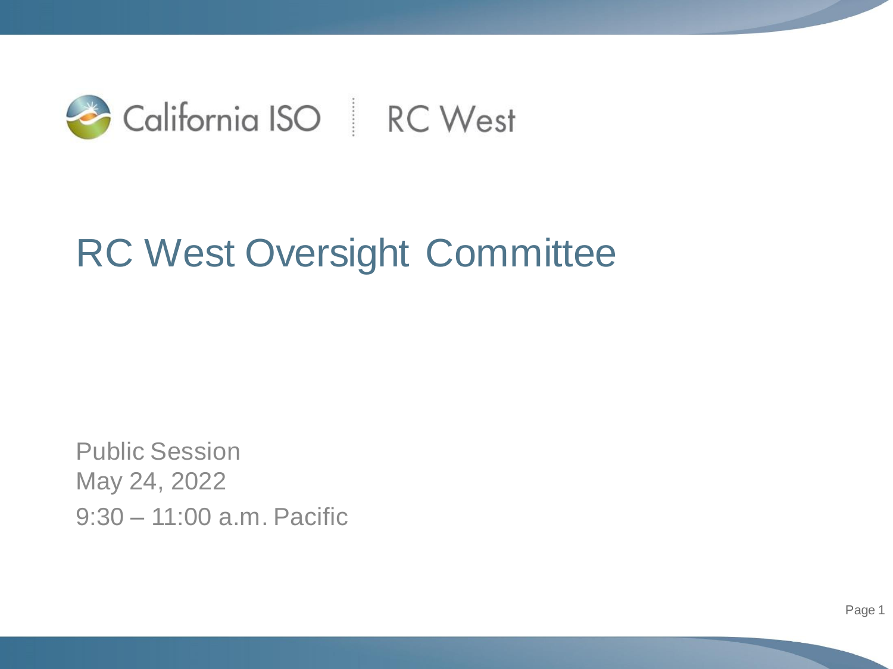California ISO | RC West

# RC West Oversight Committee

Public Session
May 24, 2022
9:30 – 11:00 a.m. Pacific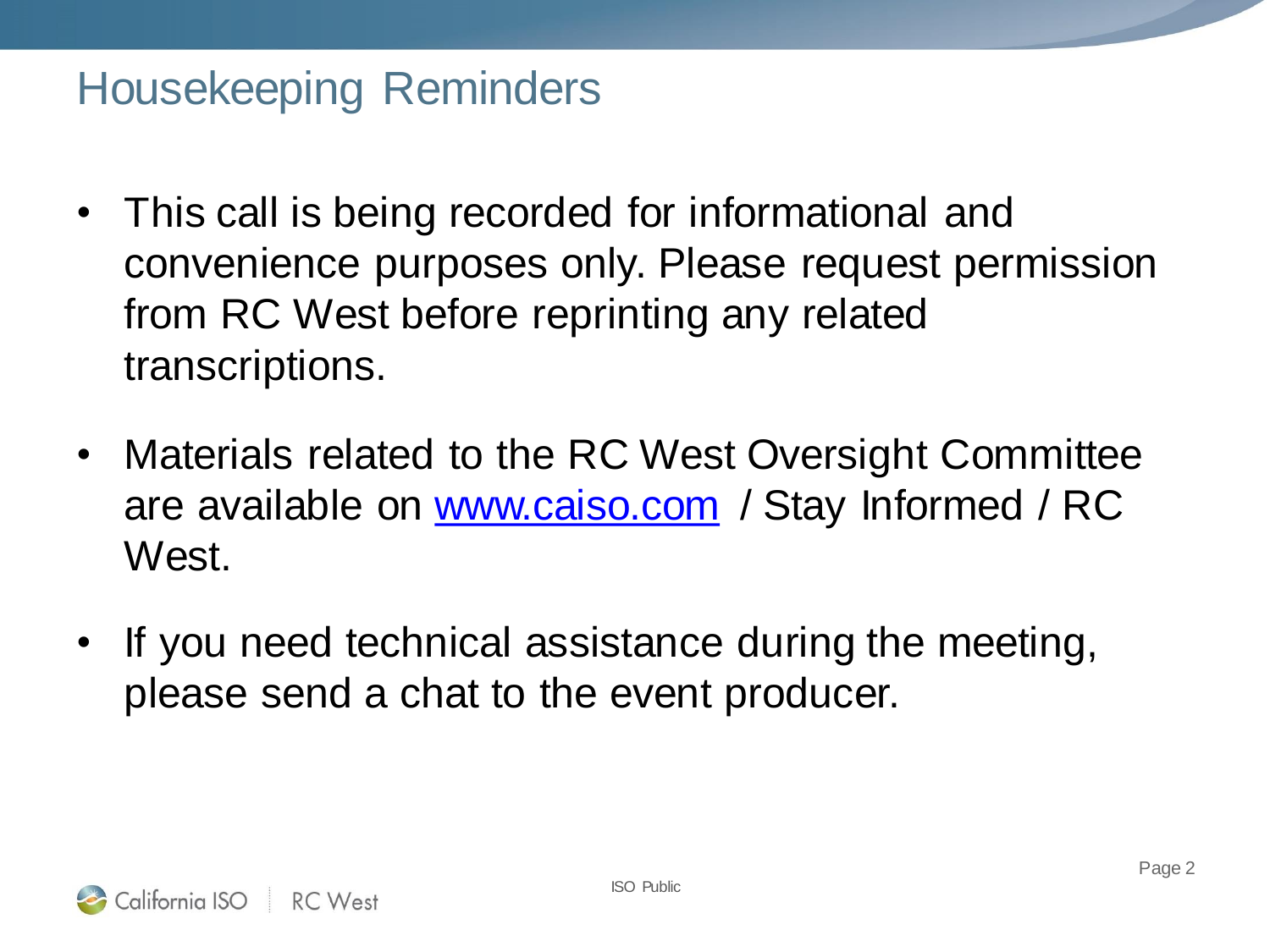# Housekeeping Reminders

- This call is being recorded for informational and convenience purposes only. Please request permission from RC West before reprinting any related transcriptions.
- Materials related to the RC West Oversight Committee are available on [www.caiso.com](http://www.caiso.com) / Stay Informed / RC West.
- If you need technical assistance during the meeting, please send a chat to the event producer.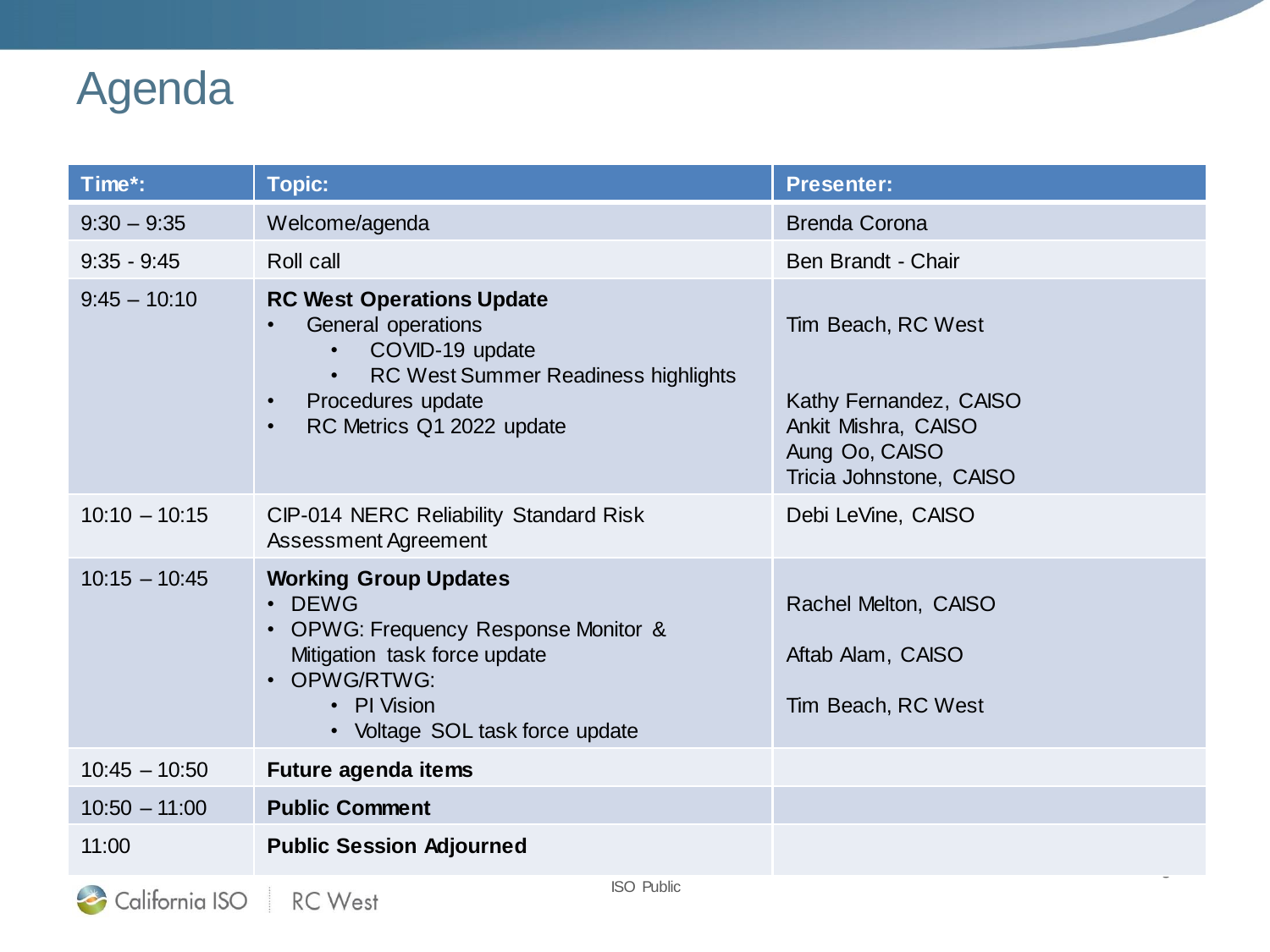# Agenda

| Time*: | Topic: | Presenter: |
|---|---|---|
| 9:30 – 9:35 | Welcome/agenda | Brenda Corona |
| 9:35 - 9:45 | Roll call | Ben Brandt - Chair |
| 9:45 – 10:10 | **RC West Operations Update**<br>• General operations<br>  • COVID-19 update<br>  • RC West Summer Readiness highlights<br>• Procedures update<br>• RC Metrics Q1 2022 update | Tim Beach, RC West<br><br>Kathy Fernandez, CAISO<br>Ankit Mishra, CAISO<br>Aung Oo, CAISO<br>Tricia Johnstone, CAISO |
| 10:10 – 10:15 | CIP-014 NERC Reliability Standard Risk Assessment Agreement | Debi LeVine, CAISO |
| 10:15 – 10:45 | **Working Group Updates**<br>• DEWG<br>• OPWG: Frequency Response Monitor & Mitigation task force update<br>• OPWG/RTWG:<br>  • PI Vision<br>  • Voltage SOL task force update | Rachel Melton, CAISO<br><br>Aftab Alam, CAISO<br><br>Tim Beach, RC West |
| 10:45 – 10:50 | **Future agenda items** | |
| 10:50 – 11:00 | **Public Comment** | |
| 11:00 | **Public Session Adjourned** | |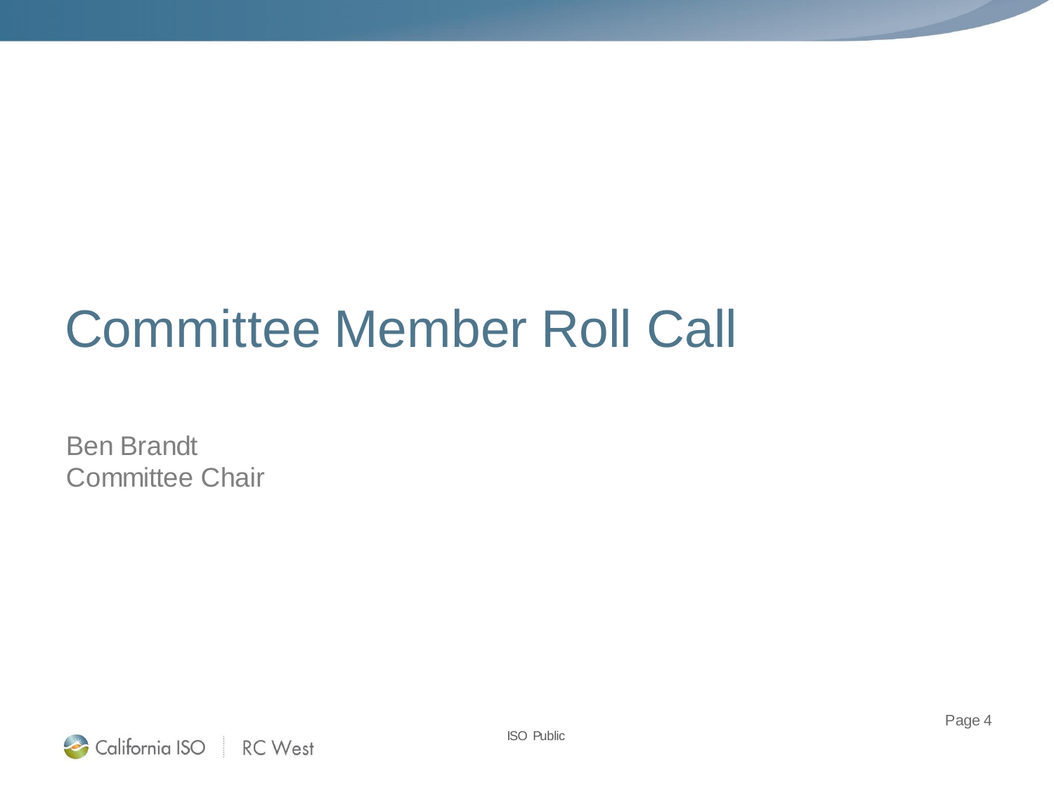# Committee Member Roll Call

Ben Brandt
Committee Chair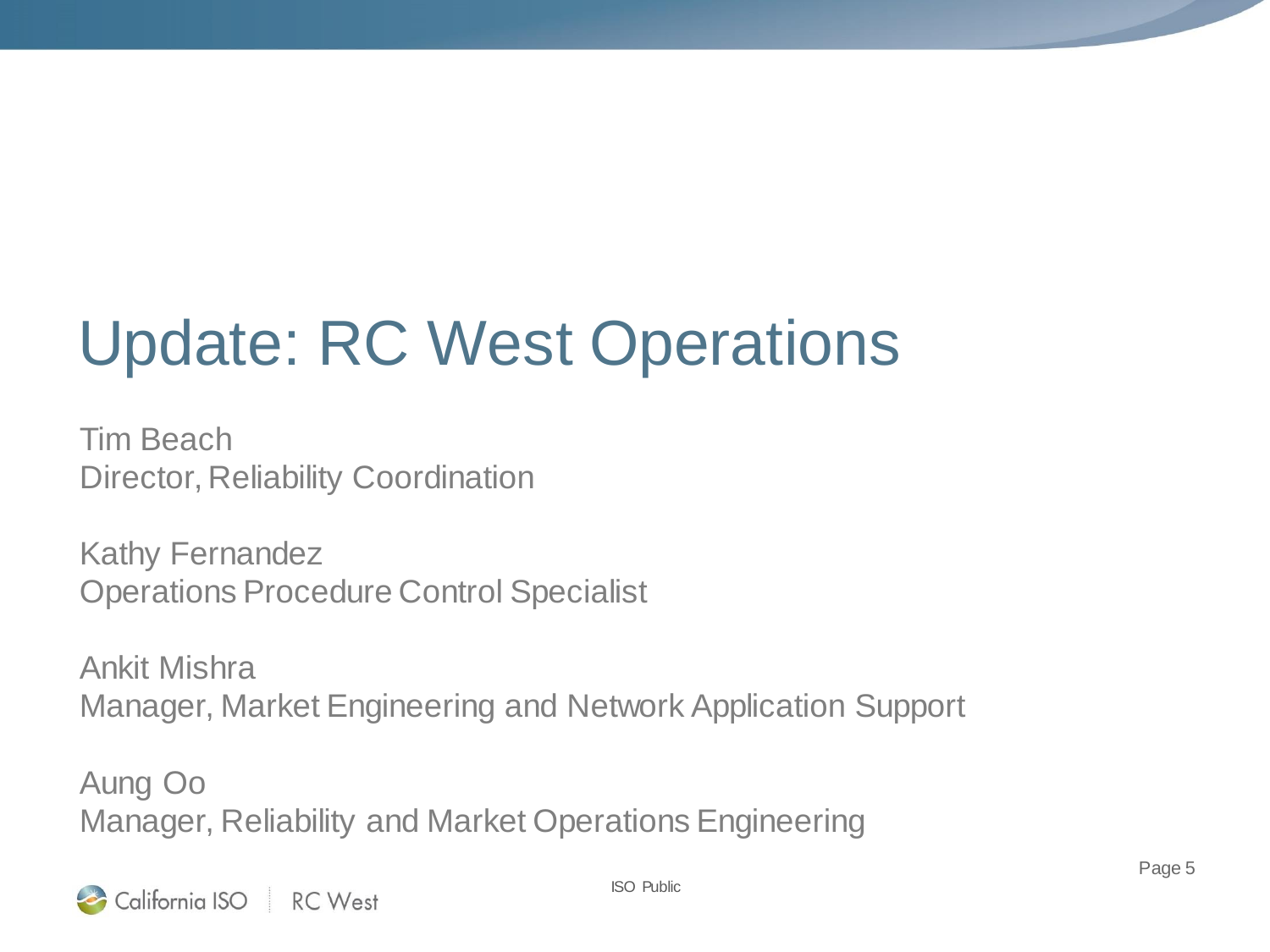# Update: RC West Operations

Tim Beach
Director, Reliability Coordination

Kathy Fernandez
Operations Procedure Control Specialist

Ankit Mishra
Manager, Market Engineering and Network Application Support

Aung Oo
Manager, Reliability and Market Operations Engineering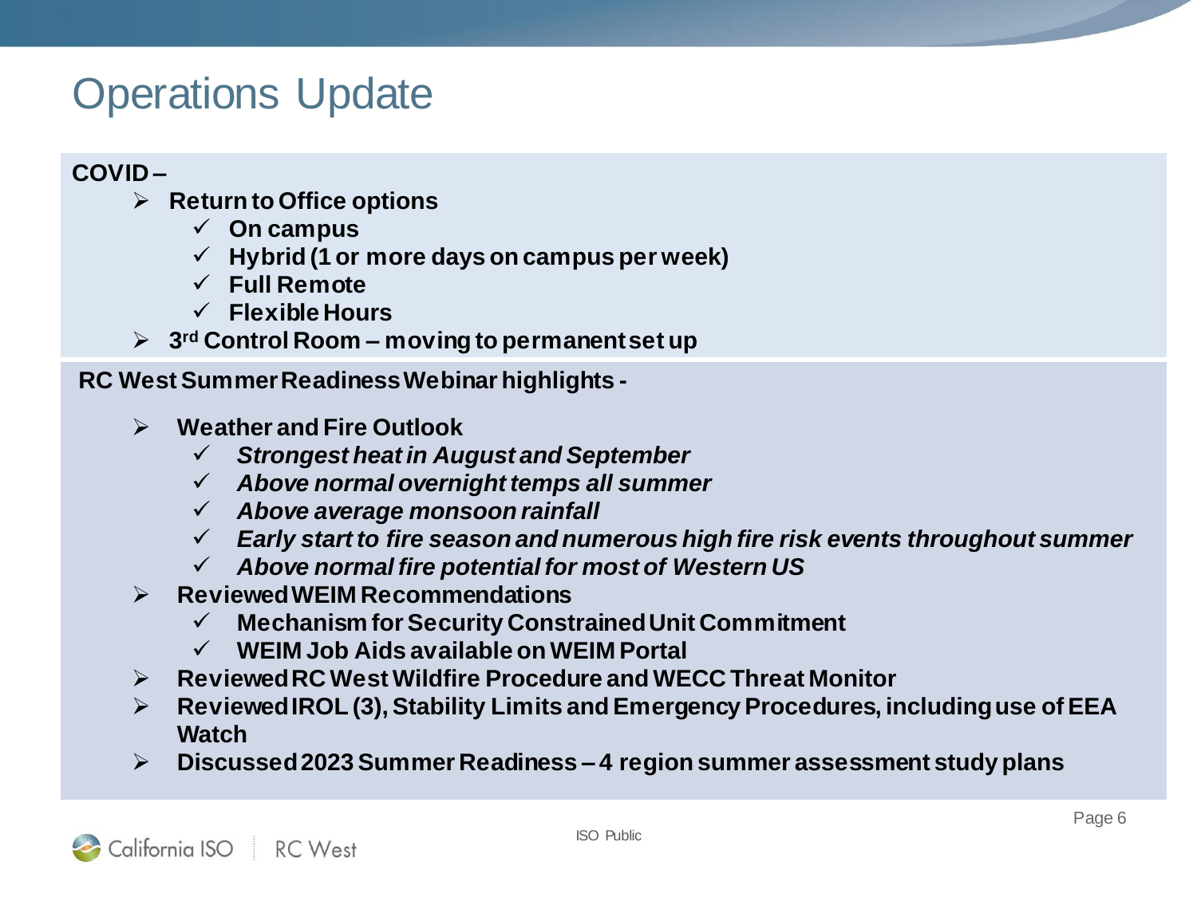# Operations Update

**COVID –**

- **Return to Office options**
  - **On campus**
  - **Hybrid (1 or more days on campus per week)**
  - **Full Remote**
  - **Flexible Hours**
- **3rd Control Room – moving to permanent set up**

**RC West Summer Readiness Webinar highlights -**

- **Weather and Fire Outlook**
  - ***Strongest heat in August and September***
  - ***Above normal overnight temps all summer***
  - ***Above average monsoon rainfall***
  - ***Early start to fire season and numerous high fire risk events throughout summer***
  - ***Above normal fire potential for most of Western US***
- **Reviewed WEIM Recommendations**
  - **Mechanism for Security Constrained Unit Commitment**
  - **WEIM Job Aids available on WEIM Portal**
- **Reviewed RC West Wildfire Procedure and WECC Threat Monitor**
- **Reviewed IROL (3), Stability Limits and Emergency Procedures, including use of EEA Watch**
- **Discussed 2023 Summer Readiness – 4 region summer assessment study plans**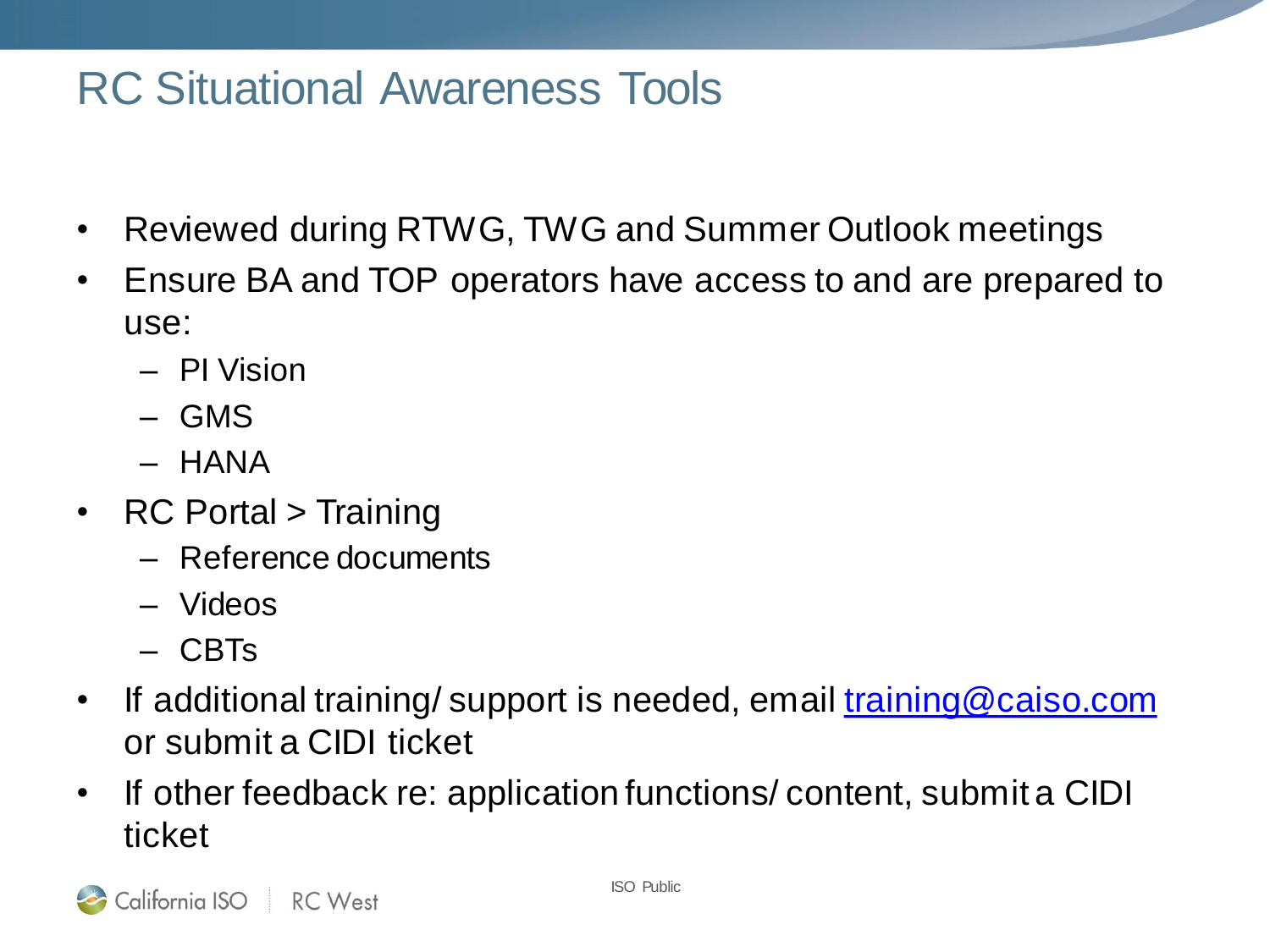# RC Situational Awareness Tools

- Reviewed during RTWG, TWG and Summer Outlook meetings
- Ensure BA and TOP operators have access to and are prepared to use:
  - PI Vision
  - GMS
  - HANA
- RC Portal > Training
  - Reference documents
  - Videos
  - CBTs
- If additional training/ support is needed, email training@caiso.com or submit a CIDI ticket
- If other feedback re: application functions/ content, submit a CIDI ticket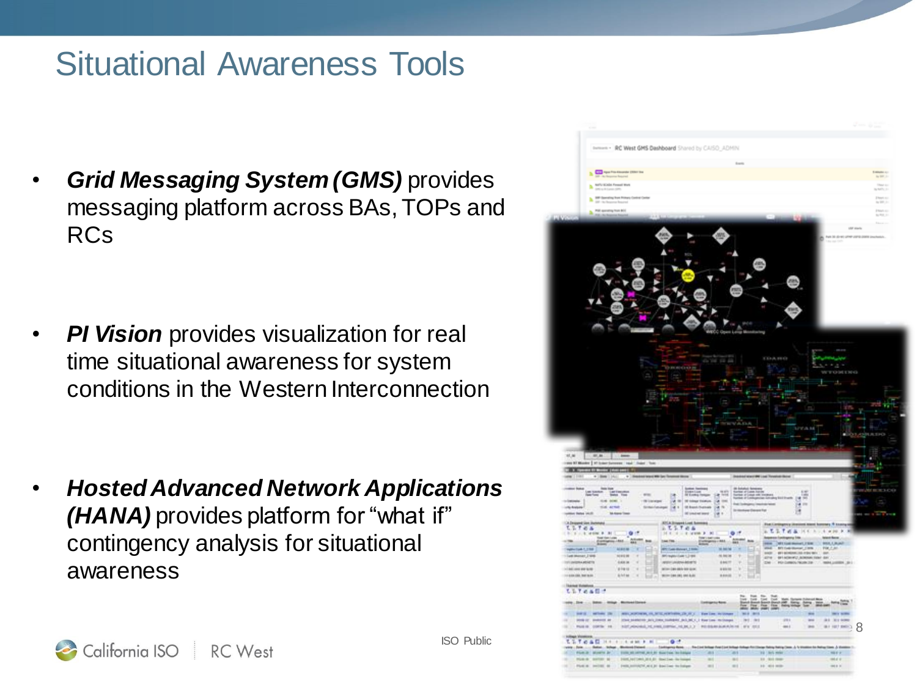# Situational Awareness Tools

- ***Grid Messaging System (GMS)*** provides messaging platform across BAs, TOPs and RCs
- ***PI Vision*** provides visualization for real time situational awareness for system conditions in the Western Interconnection
- ***Hosted Advanced Network Applications (HANA)*** provides platform for "what if" contingency analysis for situational awareness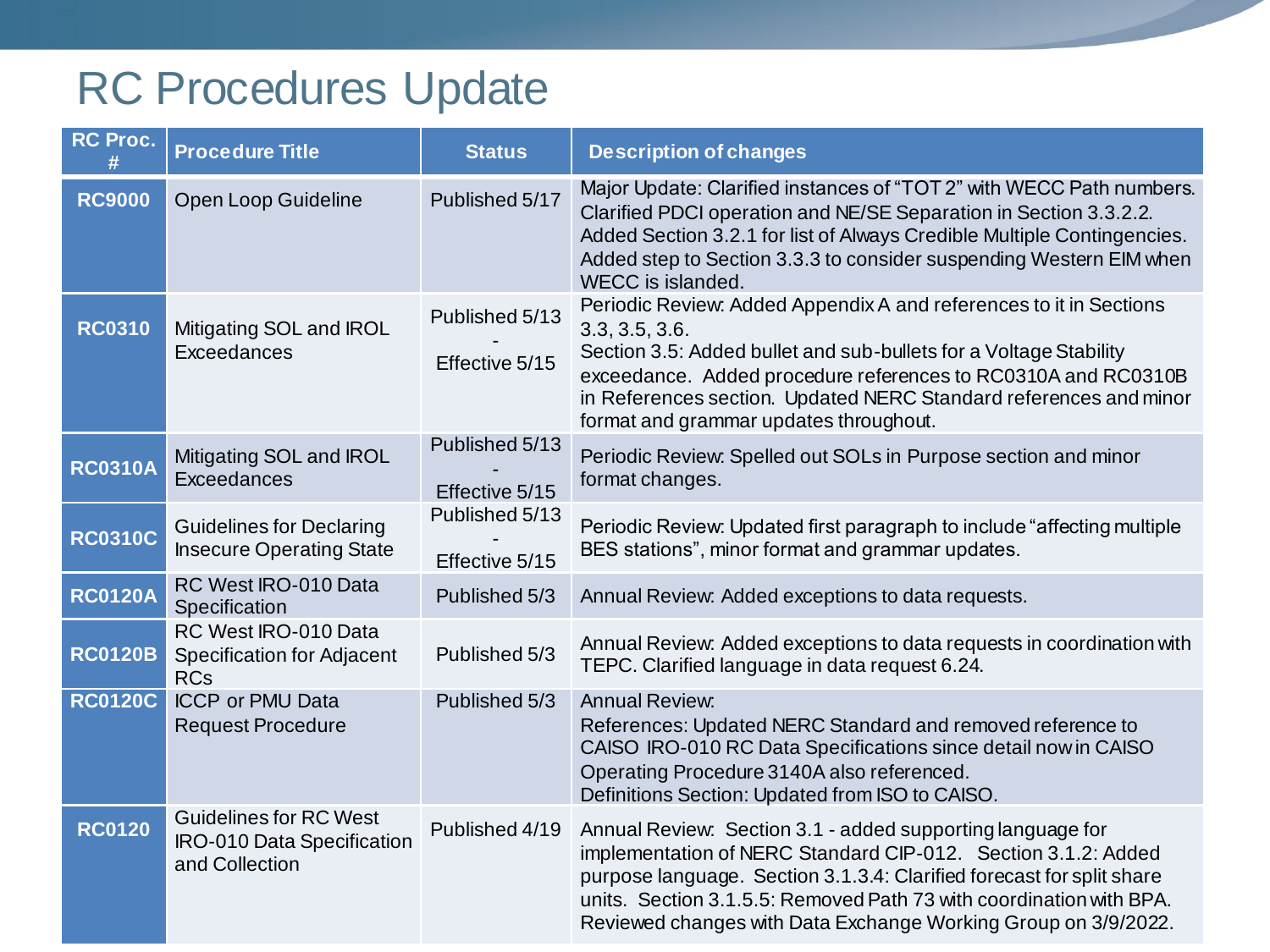# RC Procedures Update

| RC Proc. # | Procedure Title | Status | Description of changes |
|---|---|---|---|
| **RC9000** | Open Loop Guideline | Published 5/17 | Major Update: Clarified instances of "TOT 2" with WECC Path numbers. Clarified PDCI operation and NE/SE Separation in Section 3.3.2.2. Added Section 3.2.1 for list of Always Credible Multiple Contingencies. Added step to Section 3.3.3 to consider suspending Western EIM when WECC is islanded. |
| **RC0310** | Mitigating SOL and IROL Exceedances | Published 5/13 - Effective 5/15 | Periodic Review: Added Appendix A and references to it in Sections 3.3, 3.5, 3.6. Section 3.5: Added bullet and sub-bullets for a Voltage Stability exceedance. Added procedure references to RC0310A and RC0310B in References section. Updated NERC Standard references and minor format and grammar updates throughout. |
| **RC0310A** | Mitigating SOL and IROL Exceedances | Published 5/13 - Effective 5/15 | Periodic Review: Spelled out SOLs in Purpose section and minor format changes. |
| **RC0310C** | Guidelines for Declaring Insecure Operating State | Published 5/13 - Effective 5/15 | Periodic Review: Updated first paragraph to include "affecting multiple BES stations", minor format and grammar updates. |
| **RC0120A** | RC West IRO-010 Data Specification | Published 5/3 | Annual Review: Added exceptions to data requests. |
| **RC0120B** | RC West IRO-010 Data Specification for Adjacent RCs | Published 5/3 | Annual Review: Added exceptions to data requests in coordination with TEPC. Clarified language in data request 6.24. |
| **RC0120C** | ICCP or PMU Data Request Procedure | Published 5/3 | Annual Review: References: Updated NERC Standard and removed reference to CAISO IRO-010 RC Data Specifications since detail now in CAISO Operating Procedure 3140A also referenced. Definitions Section: Updated from ISO to CAISO. |
| **RC0120** | Guidelines for RC West IRO-010 Data Specification and Collection | Published 4/19 | Annual Review: Section 3.1 - added supporting language for implementation of NERC Standard CIP-012. Section 3.1.2: Added purpose language. Section 3.1.3.4: Clarified forecast for split share units. Section 3.1.5.5: Removed Path 73 with coordination with BPA. Reviewed changes with Data Exchange Working Group on 3/9/2022. |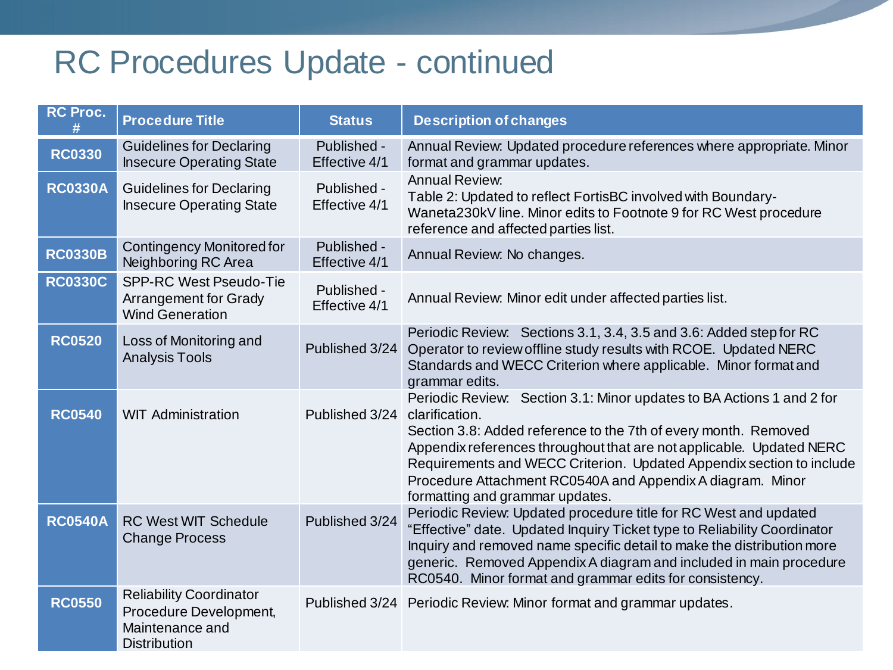# RC Procedures Update - continued

| RC Proc. # | Procedure Title | Status | Description of changes |
|---|---|---|---|
| **RC0330** | Guidelines for Declaring Insecure Operating State | Published - Effective 4/1 | Annual Review: Updated procedure references where appropriate. Minor format and grammar updates. |
| **RC0330A** | Guidelines for Declaring Insecure Operating State | Published - Effective 4/1 | Annual Review: Table 2: Updated to reflect FortisBC involved with Boundary-Waneta230kV line. Minor edits to Footnote 9 for RC West procedure reference and affected parties list. |
| **RC0330B** | Contingency Monitored for Neighboring RC Area | Published - Effective 4/1 | Annual Review: No changes. |
| **RC0330C** | SPP-RC West Pseudo-Tie Arrangement for Grady Wind Generation | Published - Effective 4/1 | Annual Review: Minor edit under affected parties list. |
| **RC0520** | Loss of Monitoring and Analysis Tools | Published 3/24 | Periodic Review: Sections 3.1, 3.4, 3.5 and 3.6: Added step for RC Operator to review offline study results with RCOE. Updated NERC Standards and WECC Criterion where applicable. Minor format and grammar edits. |
| **RC0540** | WIT Administration | Published 3/24 | Periodic Review: Section 3.1: Minor updates to BA Actions 1 and 2 for clarification. Section 3.8: Added reference to the 7th of every month. Removed Appendix references throughout that are not applicable. Updated NERC Requirements and WECC Criterion. Updated Appendix section to include Procedure Attachment RC0540A and Appendix A diagram. Minor formatting and grammar updates. |
| **RC0540A** | RC West WIT Schedule Change Process | Published 3/24 | Periodic Review: Updated procedure title for RC West and updated "Effective" date. Updated Inquiry Ticket type to Reliability Coordinator Inquiry and removed name specific detail to make the distribution more generic. Removed Appendix A diagram and included in main procedure RC0540. Minor format and grammar edits for consistency. |
| **RC0550** | Reliability Coordinator Procedure Development, Maintenance and Distribution | Published 3/24 | Periodic Review: Minor format and grammar updates. |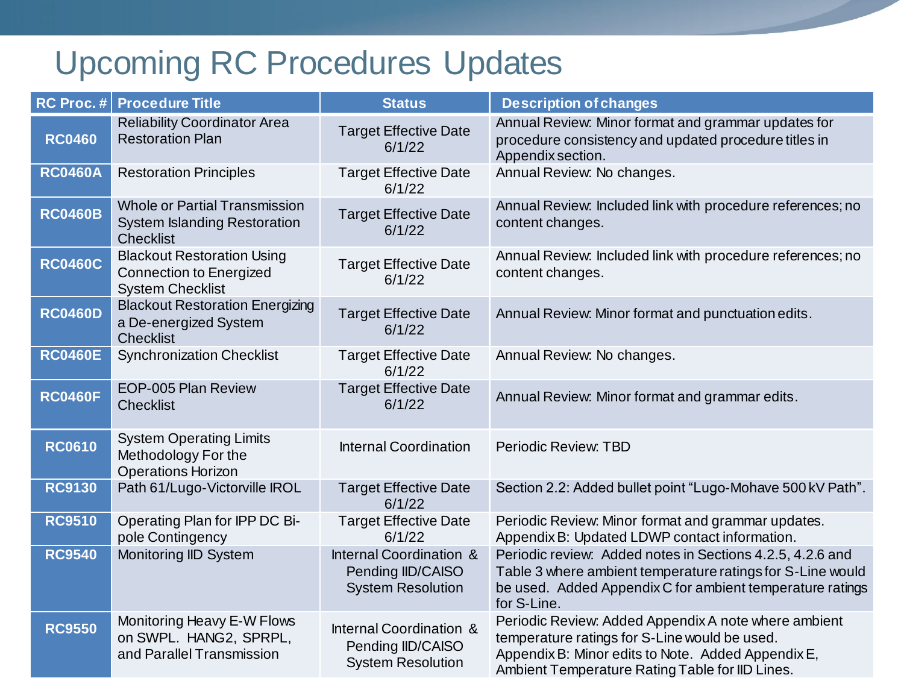# Upcoming RC Procedures Updates

| RC Proc. # | Procedure Title | Status | Description of changes |
|---|---|---|---|
| **RC0460** | Reliability Coordinator Area Restoration Plan | Target Effective Date 6/1/22 | Annual Review: Minor format and grammar updates for procedure consistency and updated procedure titles in Appendix section. |
| **RC0460A** | Restoration Principles | Target Effective Date 6/1/22 | Annual Review: No changes. |
| **RC0460B** | Whole or Partial Transmission System Islanding Restoration Checklist | Target Effective Date 6/1/22 | Annual Review: Included link with procedure references; no content changes. |
| **RC0460C** | Blackout Restoration Using Connection to Energized System Checklist | Target Effective Date 6/1/22 | Annual Review: Included link with procedure references; no content changes. |
| **RC0460D** | Blackout Restoration Energizing a De-energized System Checklist | Target Effective Date 6/1/22 | Annual Review: Minor format and punctuation edits. |
| **RC0460E** | Synchronization Checklist | Target Effective Date 6/1/22 | Annual Review: No changes. |
| **RC0460F** | EOP-005 Plan Review Checklist | Target Effective Date 6/1/22 | Annual Review: Minor format and grammar edits. |
| **RC0610** | System Operating Limits Methodology For the Operations Horizon | Internal Coordination | Periodic Review: TBD |
| **RC9130** | Path 61/Lugo-Victorville IROL | Target Effective Date 6/1/22 | Section 2.2: Added bullet point "Lugo-Mohave 500 kV Path". |
| **RC9510** | Operating Plan for IPP DC Bi-pole Contingency | Target Effective Date 6/1/22 | Periodic Review: Minor format and grammar updates. Appendix B: Updated LDWP contact information. |
| **RC9540** | Monitoring IID System | Internal Coordination & Pending IID/CAISO System Resolution | Periodic review: Added notes in Sections 4.2.5, 4.2.6 and Table 3 where ambient temperature ratings for S-Line would be used. Added Appendix C for ambient temperature ratings for S-Line. |
| **RC9550** | Monitoring Heavy E-W Flows on SWPL. HANG2, SPRPL, and Parallel Transmission | Internal Coordination & Pending IID/CAISO System Resolution | Periodic Review: Added Appendix A note where ambient temperature ratings for S-Line would be used. Appendix B: Minor edits to Note. Added Appendix E, Ambient Temperature Rating Table for IID Lines. |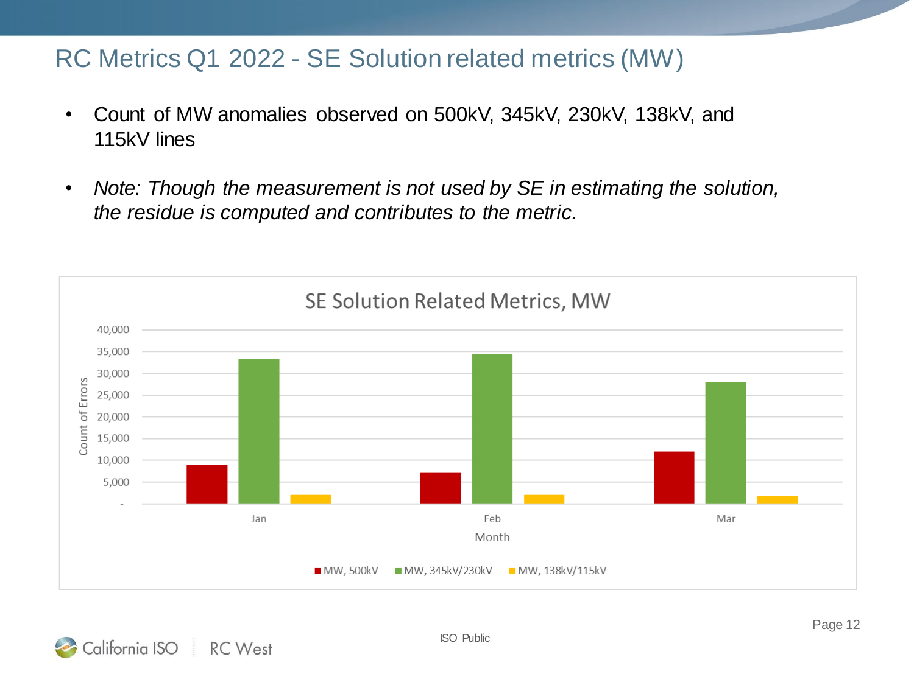# RC Metrics Q1 2022 - SE Solution related metrics (MW)

- Count of MW anomalies observed on 500kV, 345kV, 230kV, 138kV, and 115kV lines
- *Note: Though the measurement is not used by SE in estimating the solution, the residue is computed and contributes to the metric.*

SE Solution Related Metrics, MW

Count of Errors

Month

■ MW, 500kV ■ MW, 345kV/230kV ■ MW, 138kV/115kV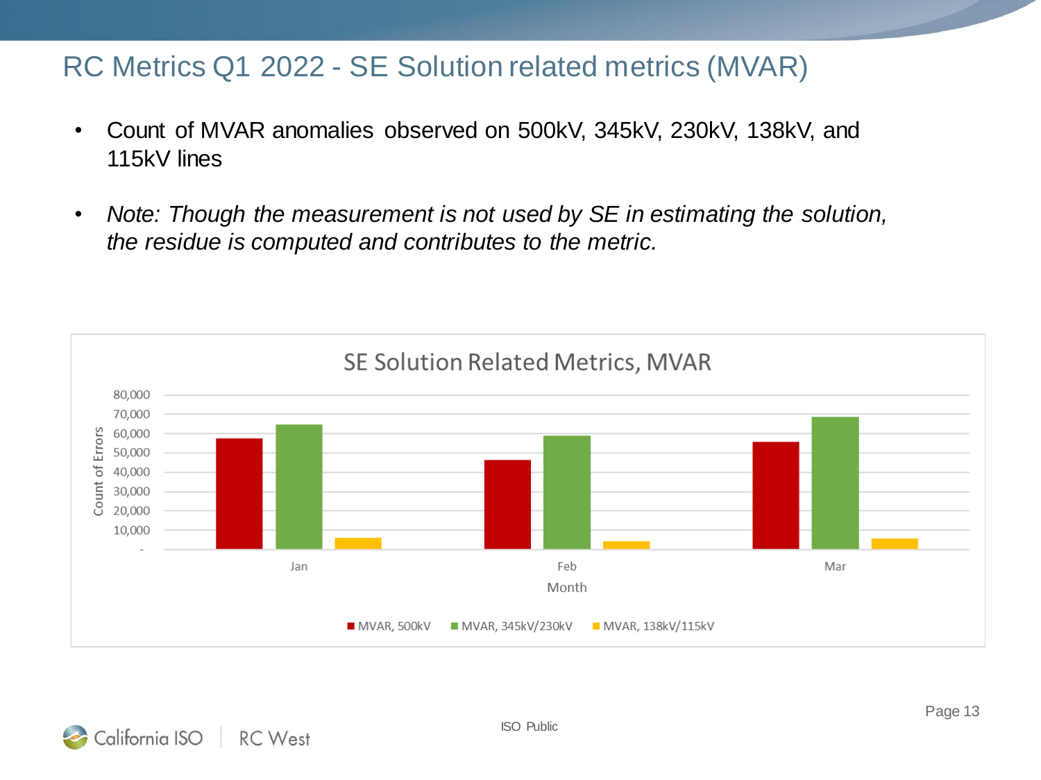# RC Metrics Q1 2022 - SE Solution related metrics (MVAR)

- Count of MVAR anomalies observed on 500kV, 345kV, 230kV, 138kV, and 115kV lines
- *Note: Though the measurement is not used by SE in estimating the solution, the residue is computed and contributes to the metric.*

**SE Solution Related Metrics, MVAR**

| Month | MVAR, 500kV | MVAR, 345kV/230kV | MVAR, 138kV/115kV |
|---|---|---|---|
| Jan | ~57,500 | ~64,500 | ~6,000 |
| Feb | ~46,500 | ~59,000 | ~4,000 |
| Mar | ~55,500 | ~68,500 | ~5,500 |

Y-axis: Count of Errors; X-axis: Month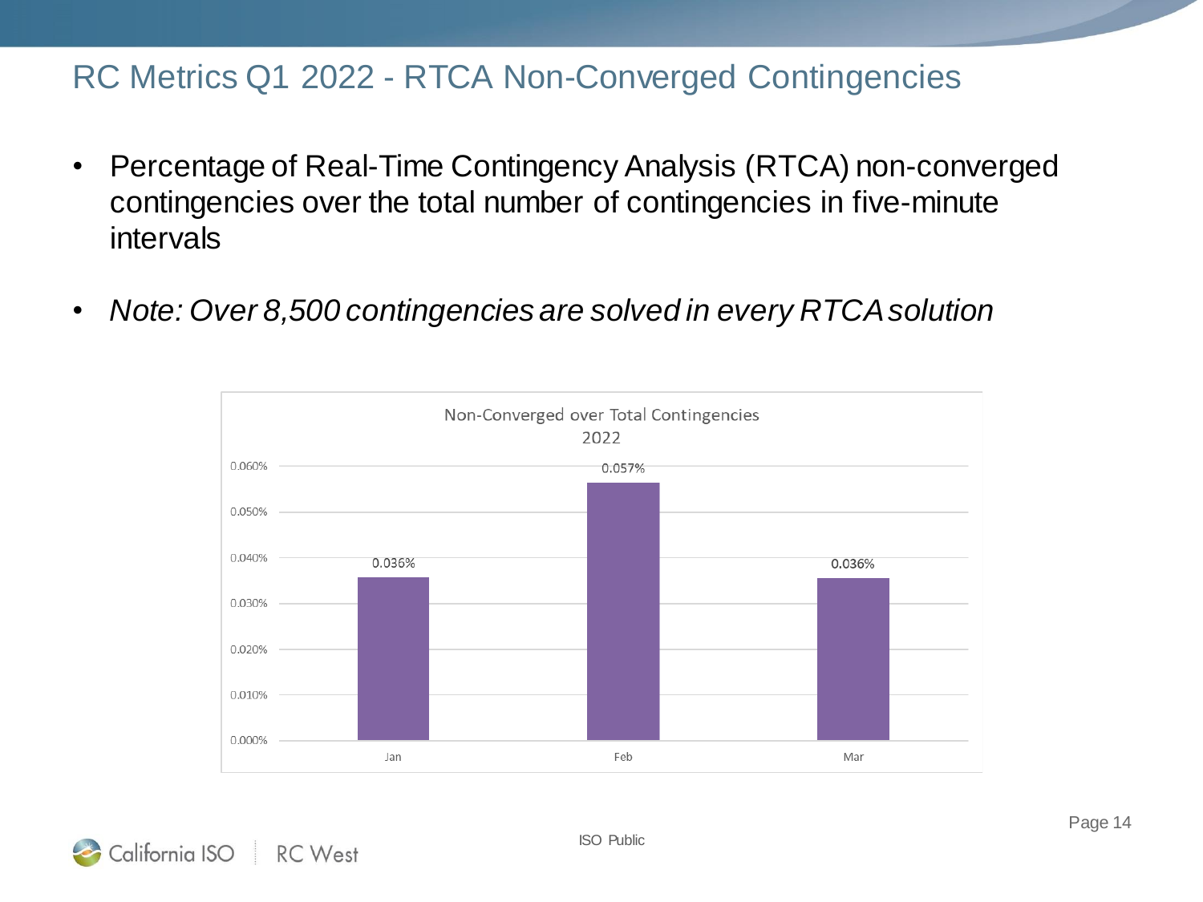# RC Metrics Q1 2022 - RTCA Non-Converged Contingencies

- Percentage of Real-Time Contingency Analysis (RTCA) non-converged contingencies over the total number of contingencies in five-minute intervals
- *Note: Over 8,500 contingencies are solved in every RTCA solution*

Non-Converged over Total Contingencies 2022

| Month | Percentage |
| --- | --- |
| Jan | 0.036% |
| Feb | 0.057% |
| Mar | 0.036% |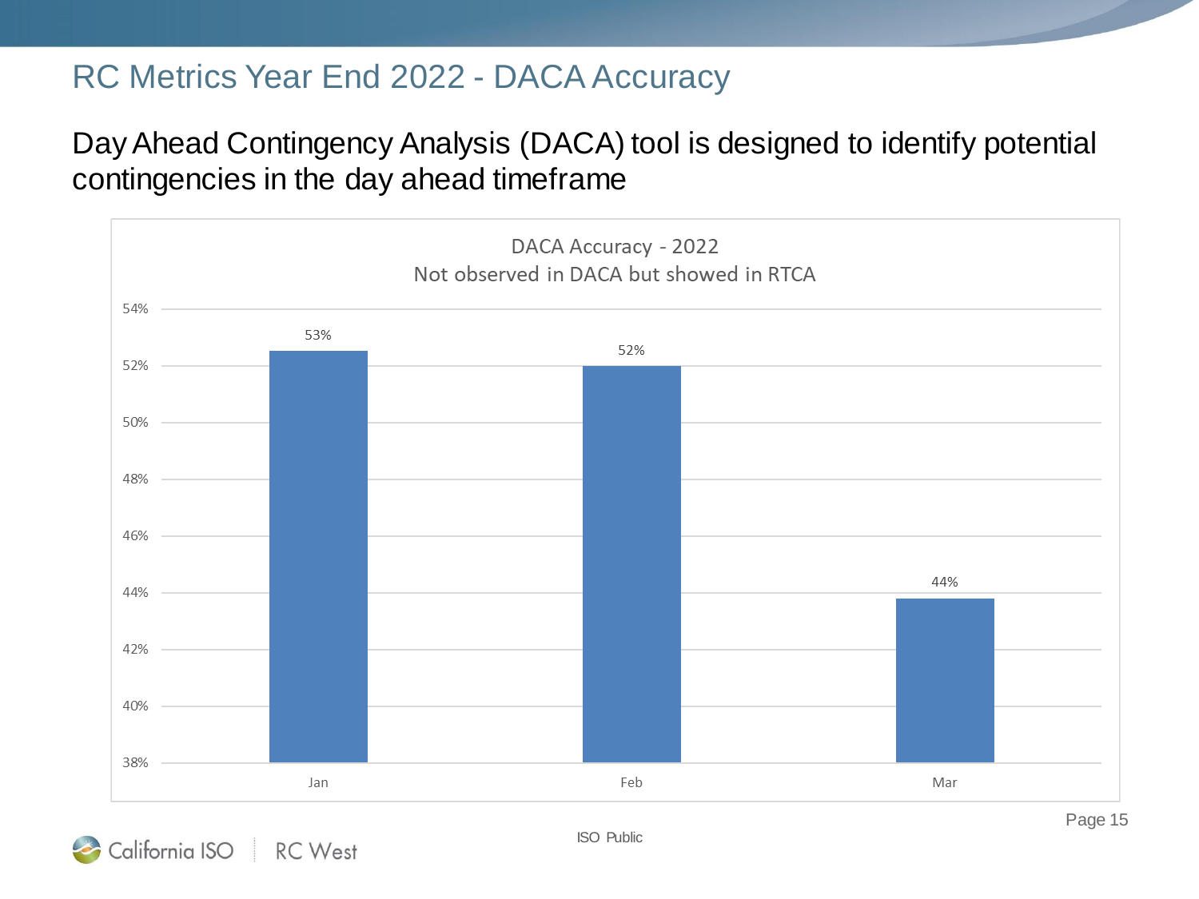# RC Metrics Year End 2022 - DACA Accuracy

Day Ahead Contingency Analysis (DACA) tool is designed to identify potential contingencies in the day ahead timeframe

DACA Accuracy - 2022
Not observed in DACA but showed in RTCA

| Month | Value |
|---|---|
| Jan | 53% |
| Feb | 52% |
| Mar | 44% |

ISO Public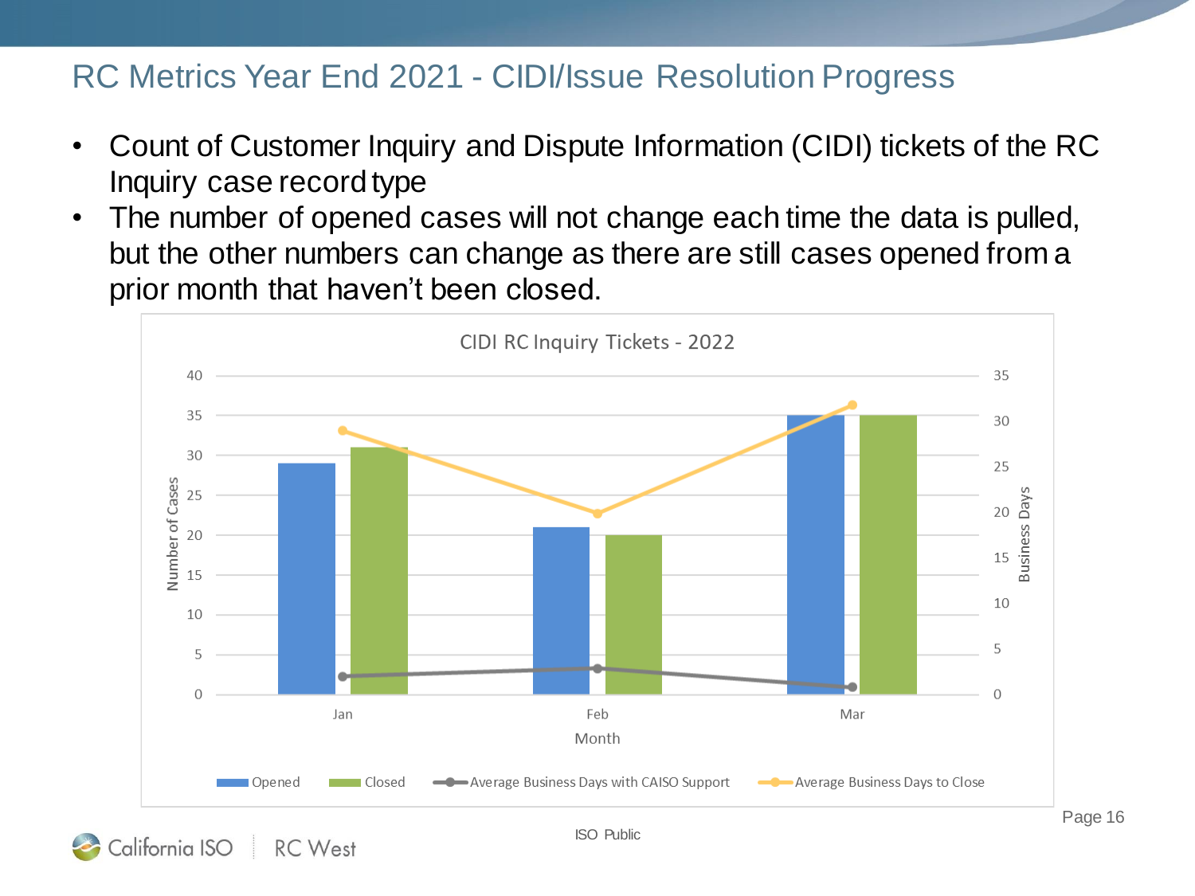# RC Metrics Year End 2021 - CIDI/Issue Resolution Progress

- Count of Customer Inquiry and Dispute Information (CIDI) tickets of the RC Inquiry case record type
- The number of opened cases will not change each time the data is pulled, but the other numbers can change as there are still cases opened from a prior month that haven't been closed.

CIDI RC Inquiry Tickets - 2022

| Month | Opened | Closed | Average Business Days with CAISO Support | Average Business Days to Close |
|---|---|---|---|---|
| Jan | 29 | 31 | 2 | 29 |
| Feb | 21 | 20 | 3 | 20 |
| Mar | 35 | 35 | 1 | 32 |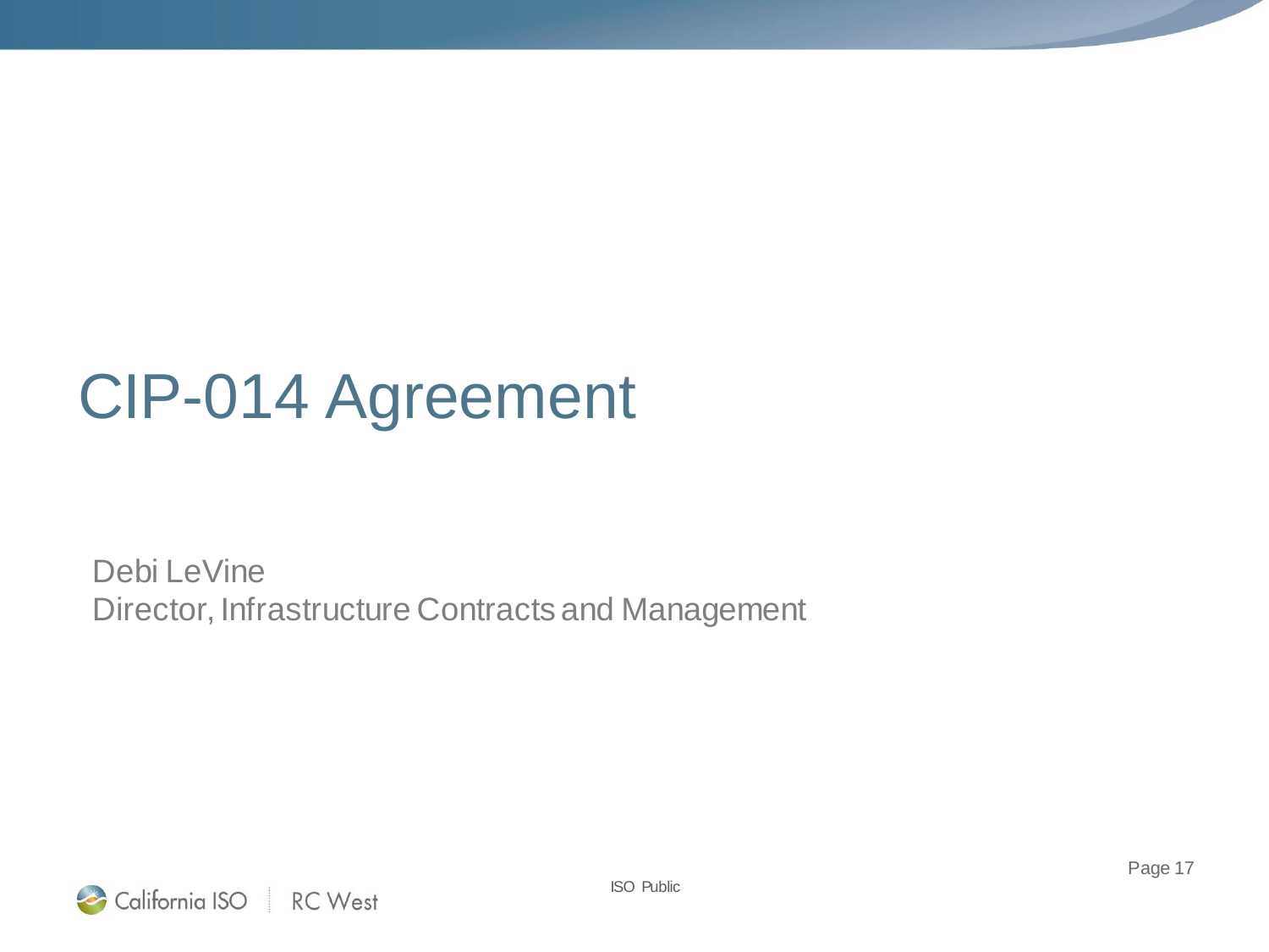# CIP-014 Agreement

Debi LeVine
Director, Infrastructure Contracts and Management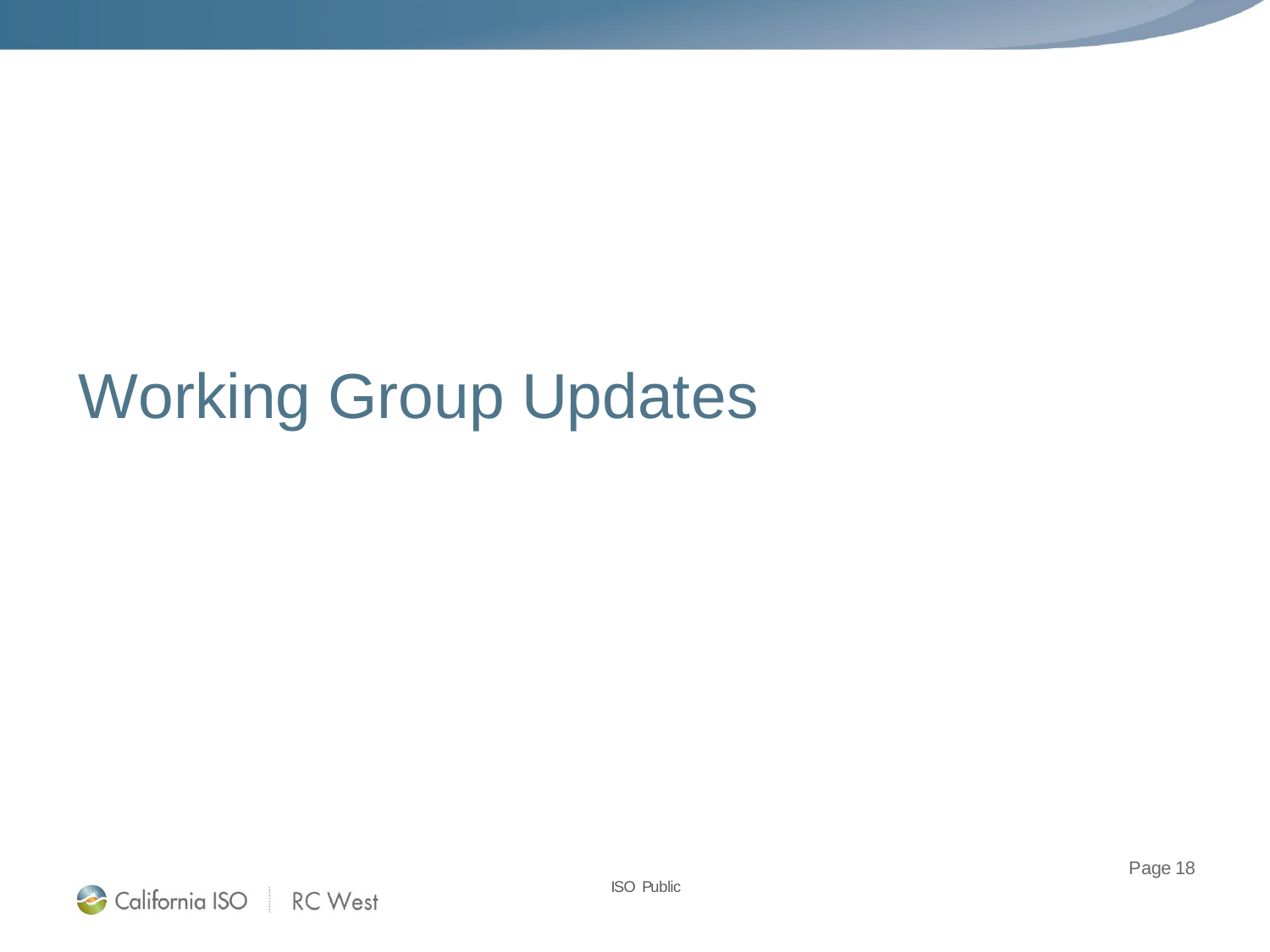# Working Group Updates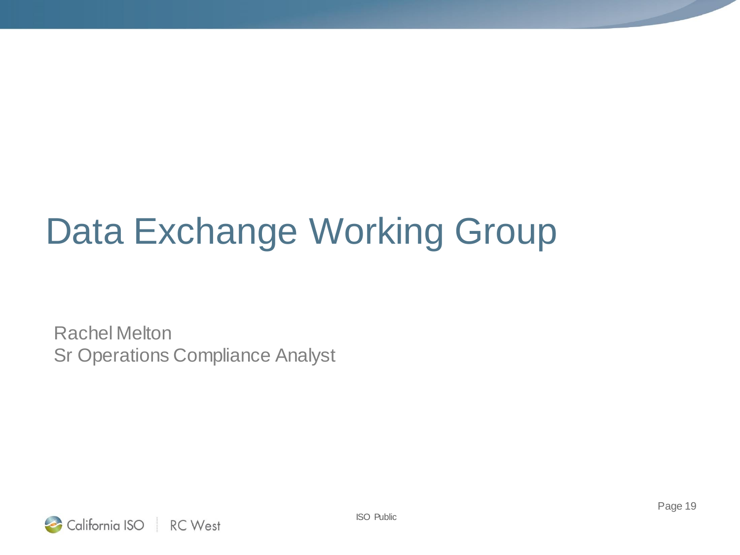# Data Exchange Working Group

Rachel Melton
Sr Operations Compliance Analyst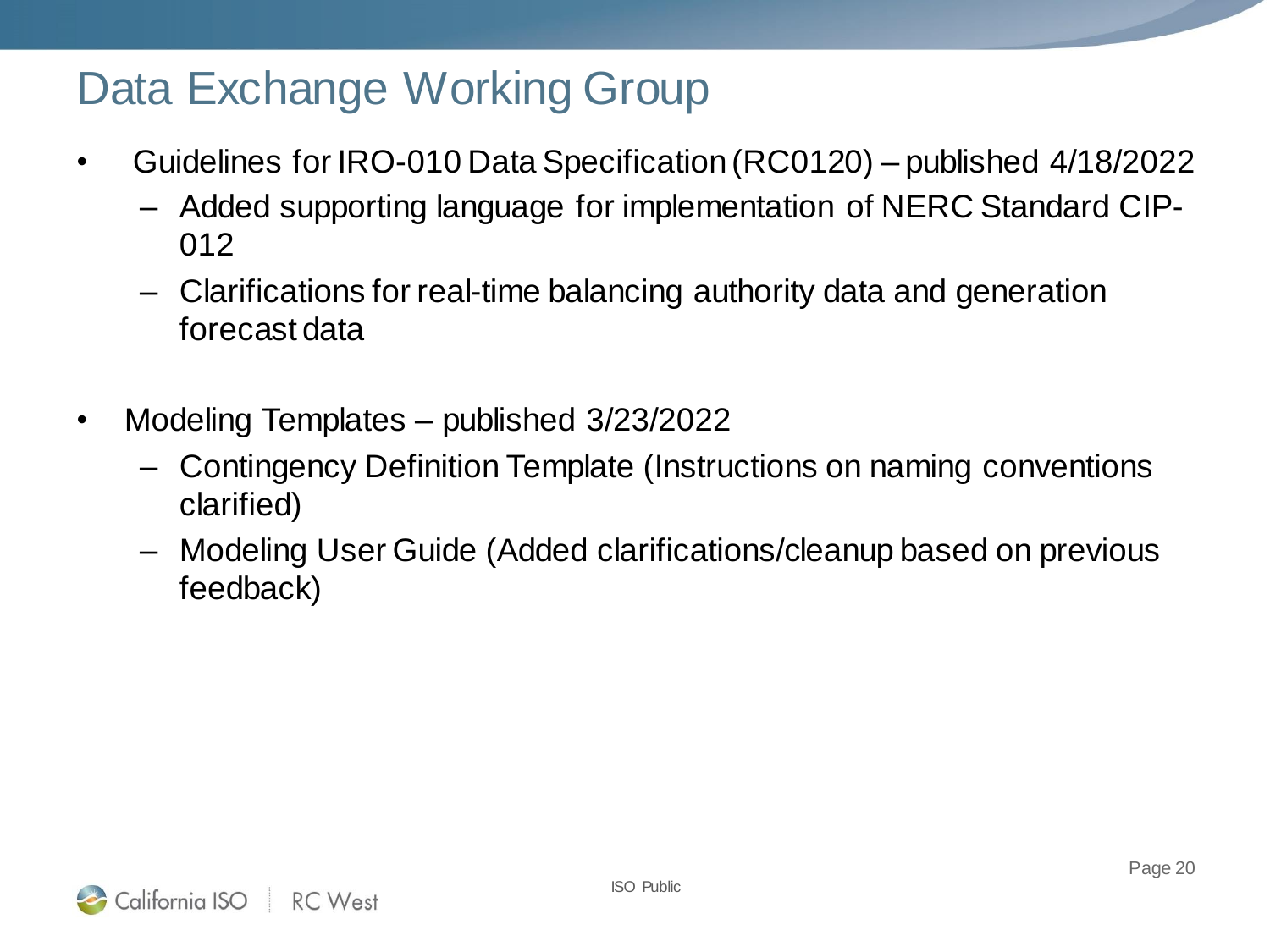# Data Exchange Working Group

- Guidelines for IRO-010 Data Specification (RC0120) – published 4/18/2022
  - Added supporting language for implementation of NERC Standard CIP-012
  - Clarifications for real-time balancing authority data and generation forecast data

- Modeling Templates – published 3/23/2022
  - Contingency Definition Template (Instructions on naming conventions clarified)
  - Modeling User Guide (Added clarifications/cleanup based on previous feedback)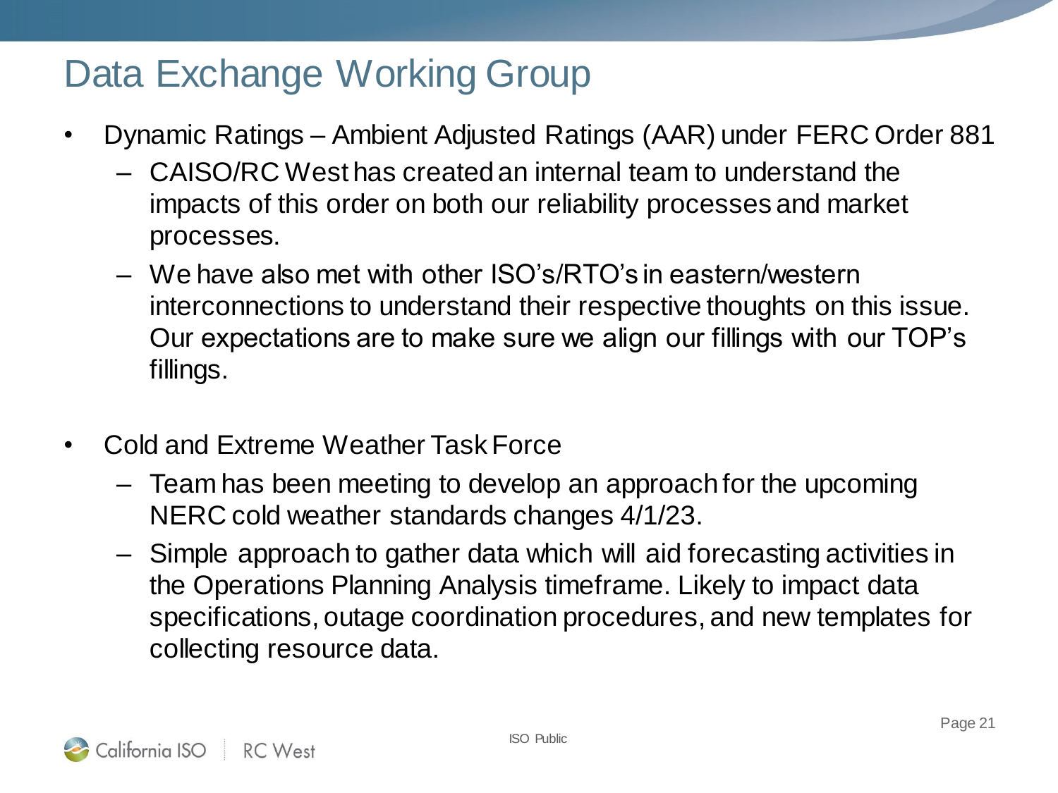# Data Exchange Working Group

- Dynamic Ratings – Ambient Adjusted Ratings (AAR) under FERC Order 881
  - CAISO/RC West has created an internal team to understand the impacts of this order on both our reliability processes and market processes.
  - We have also met with other ISO's/RTO's in eastern/western interconnections to understand their respective thoughts on this issue. Our expectations are to make sure we align our fillings with our TOP's fillings.

- Cold and Extreme Weather Task Force
  - Team has been meeting to develop an approach for the upcoming NERC cold weather standards changes 4/1/23.
  - Simple approach to gather data which will aid forecasting activities in the Operations Planning Analysis timeframe. Likely to impact data specifications, outage coordination procedures, and new templates for collecting resource data.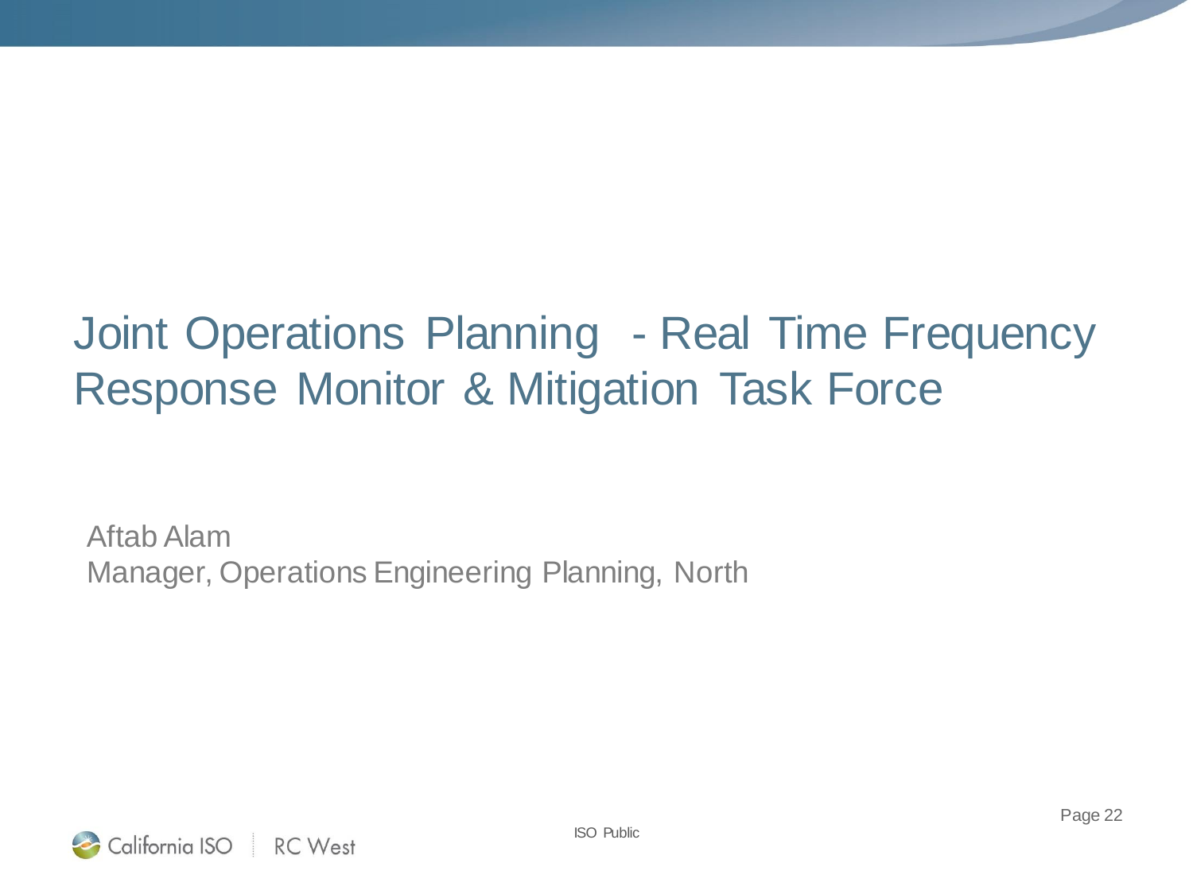# Joint Operations Planning - Real Time Frequency Response Monitor & Mitigation Task Force

Aftab Alam
Manager, Operations Engineering Planning, North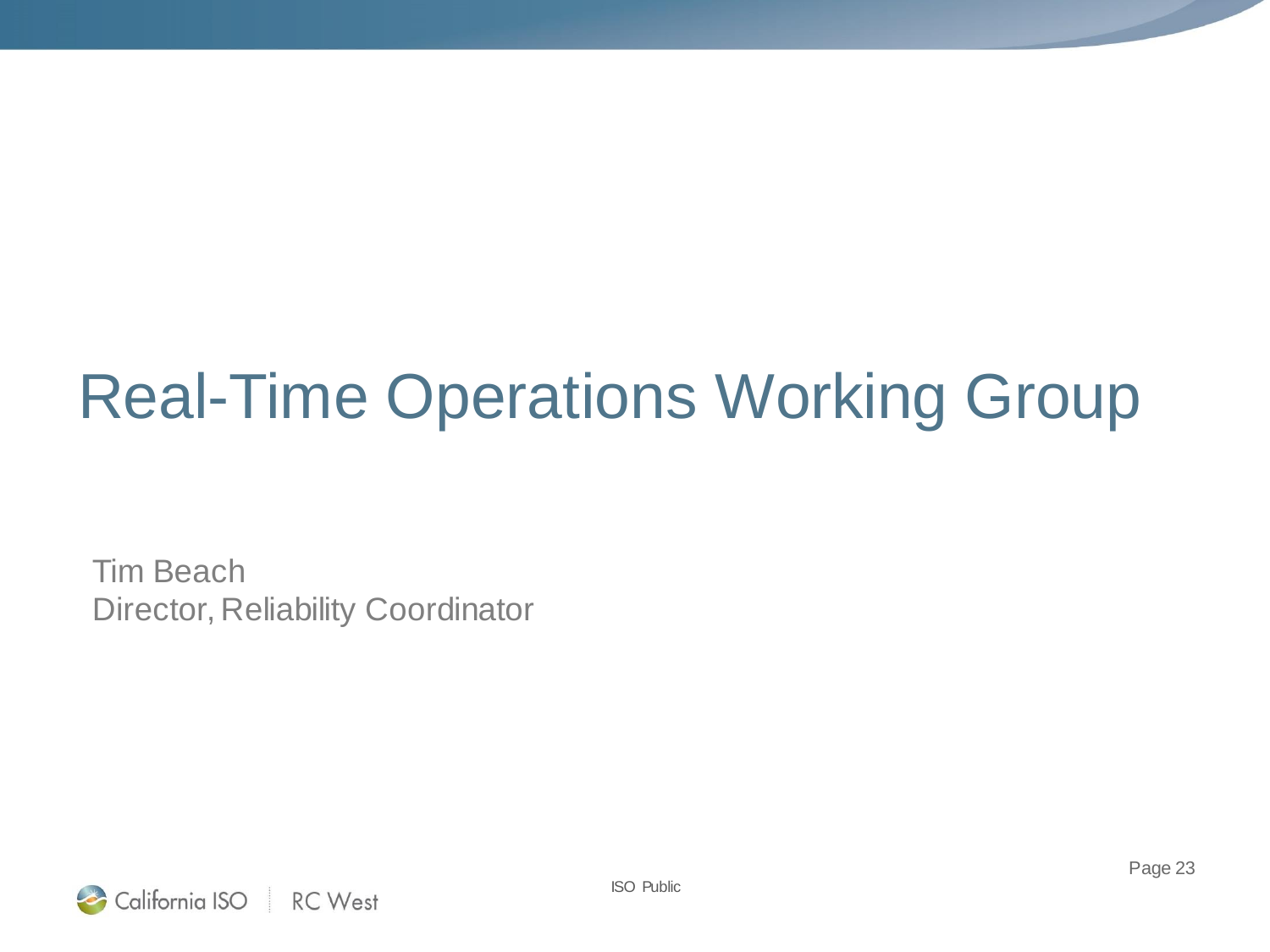# Real-Time Operations Working Group

Tim Beach
Director, Reliability Coordinator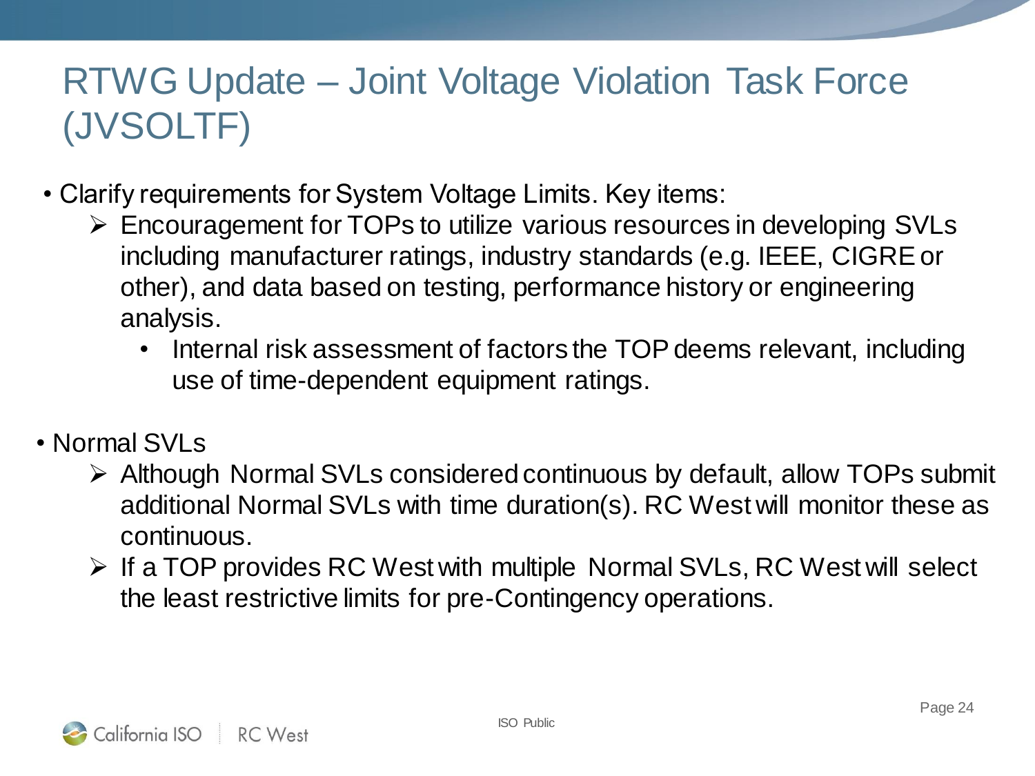# RTWG Update – Joint Voltage Violation Task Force (JVSOLTF)

- Clarify requirements for System Voltage Limits. Key items:
  - Encouragement for TOPs to utilize various resources in developing SVLs including manufacturer ratings, industry standards (e.g. IEEE, CIGRE or other), and data based on testing, performance history or engineering analysis.
    - Internal risk assessment of factors the TOP deems relevant, including use of time-dependent equipment ratings.

- Normal SVLs
  - Although Normal SVLs considered continuous by default, allow TOPs submit additional Normal SVLs with time duration(s). RC West will monitor these as continuous.
  - If a TOP provides RC West with multiple Normal SVLs, RC West will select the least restrictive limits for pre-Contingency operations.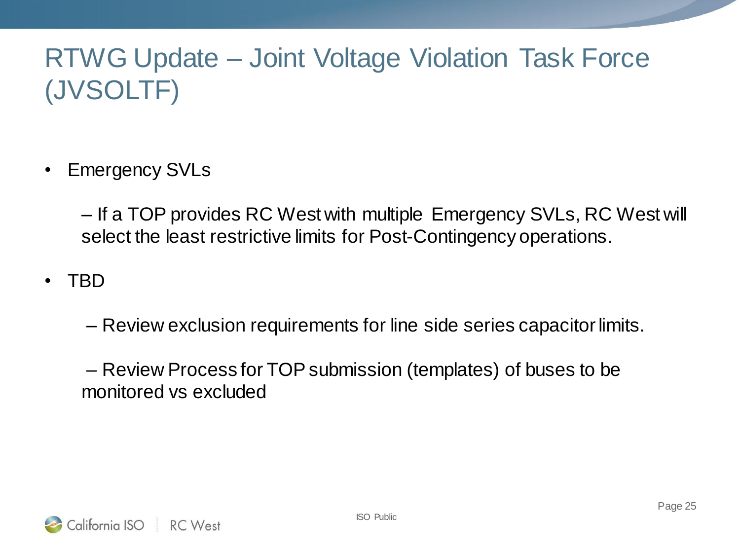# RTWG Update – Joint Voltage Violation Task Force (JVSOLTF)

- Emergency SVLs
  - If a TOP provides RC West with multiple Emergency SVLs, RC West will select the least restrictive limits for Post-Contingency operations.
- TBD
  - Review exclusion requirements for line side series capacitor limits.
  - Review Process for TOP submission (templates) of buses to be monitored vs excluded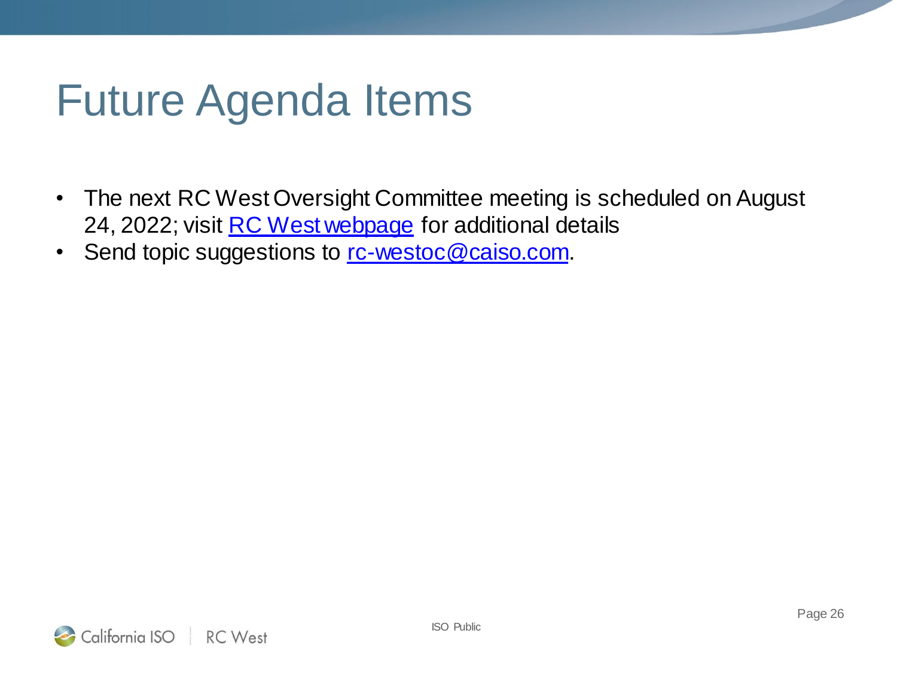# Future Agenda Items

- The next RC West Oversight Committee meeting is scheduled on August 24, 2022; visit RC West webpage for additional details
- Send topic suggestions to rc-westoc@caiso.com.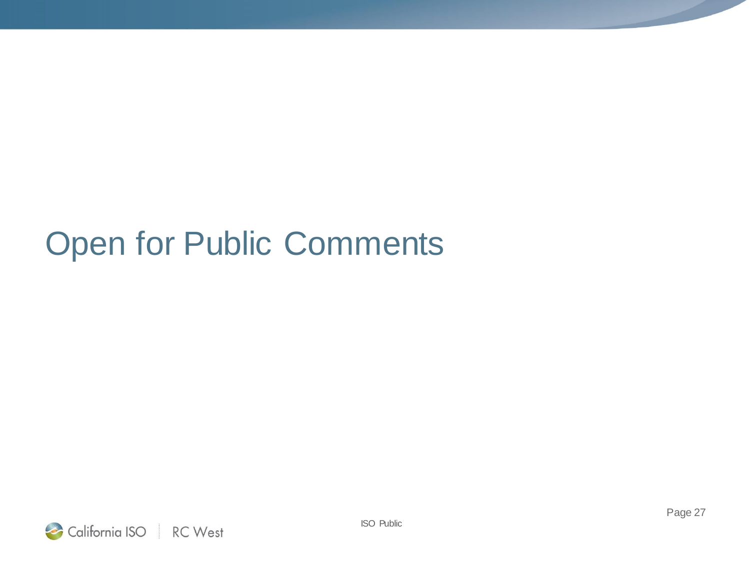# Open for Public Comments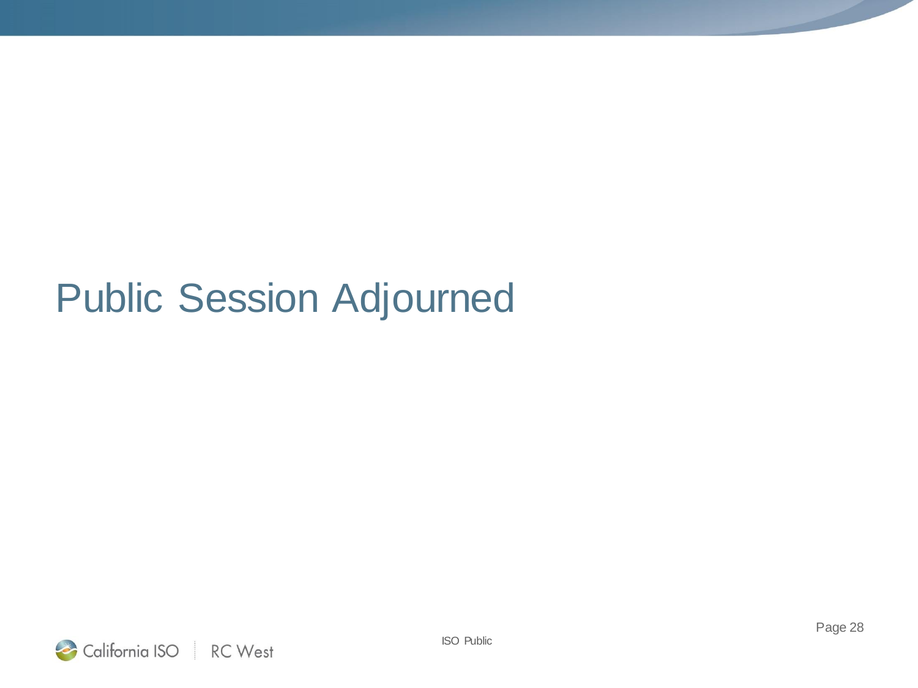# Public Session Adjourned